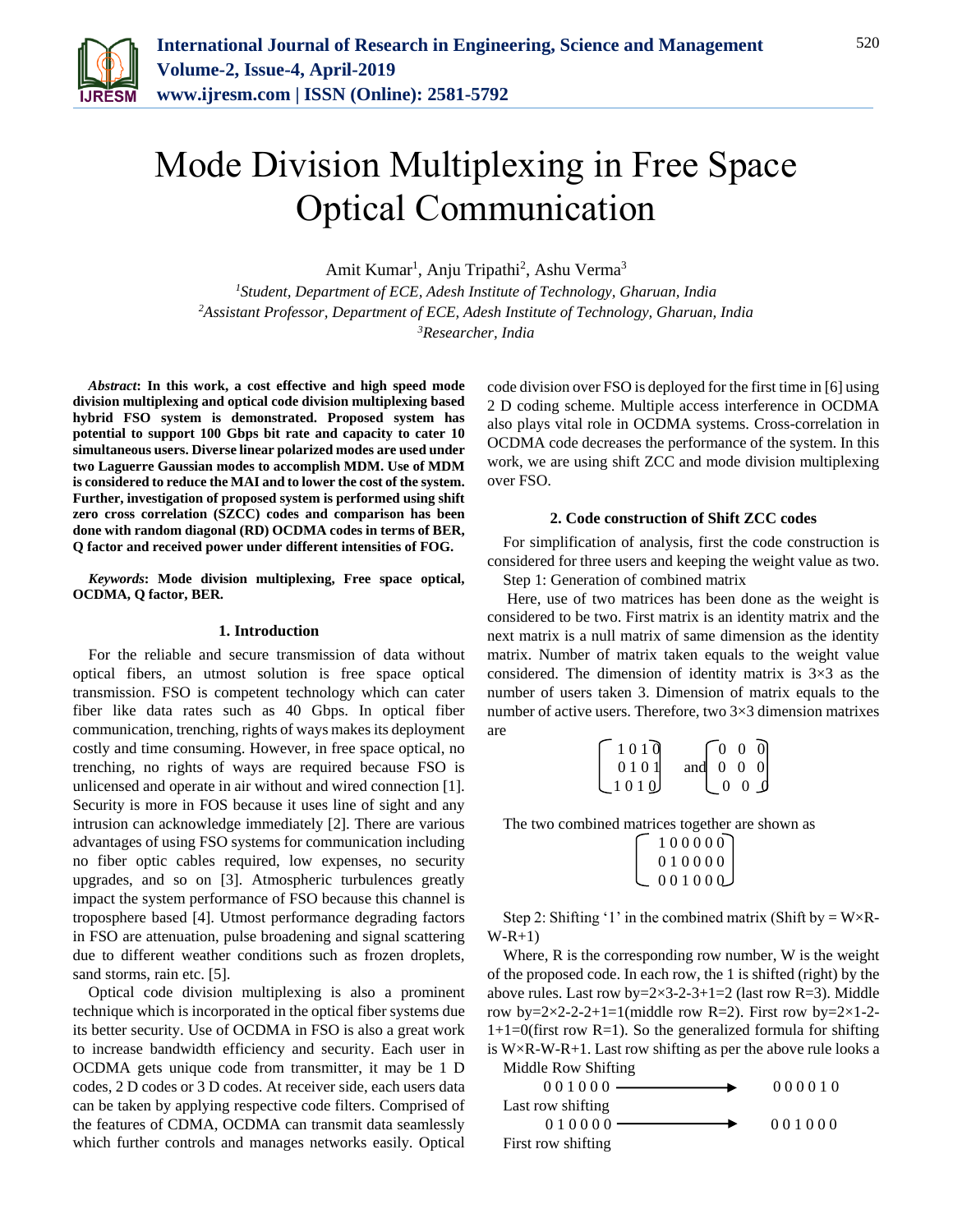# Mode Division Multiplexing in Free Space Optical Communication

Amit Kumar[1], Anju Tripathi[2], Ashu Verma[3]

[1]*Student, Department of ECE, Adesh Institute of Technology, Gharuan, India*
[2]*Assistant Professor, Department of ECE, Adesh Institute of Technology, Gharuan, India*
[3]*Researcher, India*

***Abstract*: In this work, a cost effective and high speed mode division multiplexing and optical code division multiplexing based hybrid FSO system is demonstrated. Proposed system has potential to support 100 Gbps bit rate and capacity to cater 10 simultaneous users. Diverse linear polarized modes are used under two Laguerre Gaussian modes to accomplish MDM. Use of MDM is considered to reduce the MAI and to lower the cost of the system. Further, investigation of proposed system is performed using shift zero cross correlation (SZCC) codes and comparison has been done with random diagonal (RD) OCDMA codes in terms of BER, Q factor and received power under different intensities of FOG.**

***Keywords*: Mode division multiplexing, Free space optical, OCDMA, Q factor, BER.**

## 1. Introduction

For the reliable and secure transmission of data without optical fibers, an utmost solution is free space optical transmission. FSO is competent technology which can cater fiber like data rates such as 40 Gbps. In optical fiber communication, trenching, rights of ways makes its deployment costly and time consuming. However, in free space optical, no trenching, no rights of ways are required because FSO is unlicensed and operate in air without and wired connection [1]. Security is more in FOS because it uses line of sight and any intrusion can acknowledge immediately [2]. There are various advantages of using FSO systems for communication including no fiber optic cables required, low expenses, no security upgrades, and so on [3]. Atmospheric turbulences greatly impact the system performance of FSO because this channel is troposphere based [4]. Utmost performance degrading factors in FSO are attenuation, pulse broadening and signal scattering due to different weather conditions such as frozen droplets, sand storms, rain etc. [5].

Optical code division multiplexing is also a prominent technique which is incorporated in the optical fiber systems due its better security. Use of OCDMA in FSO is also a great work to increase bandwidth efficiency and security. Each user in OCDMA gets unique code from transmitter, it may be 1 D codes, 2 D codes or 3 D codes. At receiver side, each users data can be taken by applying respective code filters. Comprised of the features of CDMA, OCDMA can transmit data seamlessly which further controls and manages networks easily. Optical code division over FSO is deployed for the first time in [6] using 2 D coding scheme. Multiple access interference in OCDMA also plays vital role in OCDMA systems. Cross-correlation in OCDMA code decreases the performance of the system. In this work, we are using shift ZCC and mode division multiplexing over FSO.

## 2. Code construction of Shift ZCC codes

For simplification of analysis, first the code construction is considered for three users and keeping the weight value as two.

Step 1: Generation of combined matrix

Here, use of two matrices has been done as the weight is considered to be two. First matrix is an identity matrix and the next matrix is a null matrix of same dimension as the identity matrix. Number of matrix taken equals to the weight value considered. The dimension of identity matrix is 3×3 as the number of users taken 3. Dimension of matrix equals to the number of active users. Therefore, two 3×3 dimension matrixes are

$$\begin{bmatrix} 1 & 0 & 1 & 0 \\ 0 & 1 & 0 & 1 \\ 1 & 0 & 1 & 0 \end{bmatrix} \text{ and } \begin{bmatrix} 0 & 0 & 0 \\ 0 & 0 & 0 \\ 0 & 0 & 0 \end{bmatrix}$$

The two combined matrices together are shown as

$$\begin{bmatrix} 1 & 0 & 0 & 0 & 0 & 0 \\ 0 & 1 & 0 & 0 & 0 & 0 \\ 0 & 0 & 1 & 0 & 0 & 0 \end{bmatrix}$$

Step 2: Shifting '1' in the combined matrix (Shift by = W×R-W-R+1)

Where, R is the corresponding row number, W is the weight of the proposed code. In each row, the 1 is shifted (right) by the above rules. Last row by=2×3-2-3+1=2 (last row R=3). Middle row by=2×2-2-2+1=1(middle row R=2). First row by=2×1-2-1+1=0(first row R=1). So the generalized formula for shifting is W×R-W-R+1. Last row shifting as per the above rule looks a

Middle Row Shifting

0 0 1 0 0 0 ⟶ 0 0 0 0 1 0

Last row shifting

0 1 0 0 0 0 ⟶ 0 0 1 0 0 0

First row shifting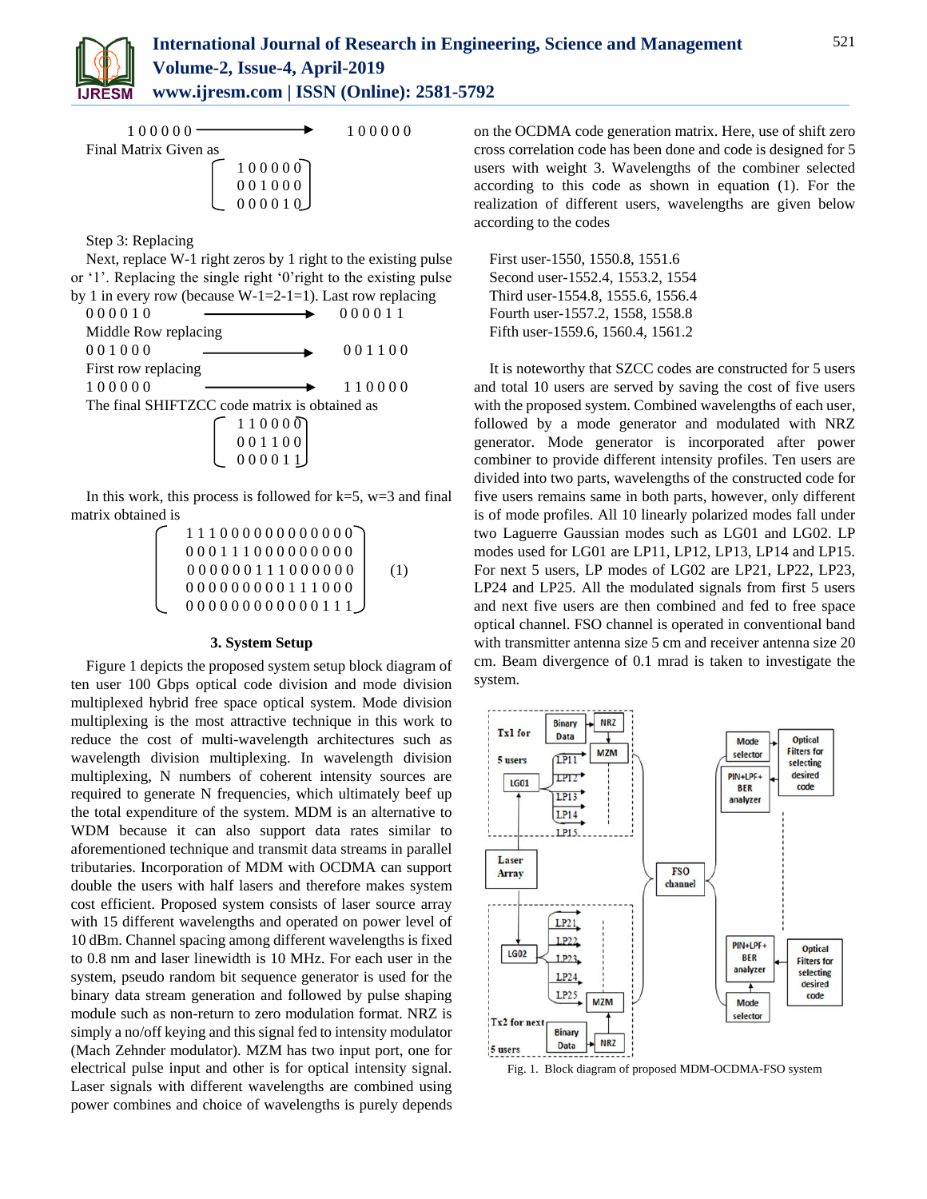100000 ⟶ 100000

Final Matrix Given as

$$\begin{bmatrix} 1\,0\,0\,0\,0\,0 \\ 0\,0\,1\,0\,0\,0 \\ 0\,0\,0\,0\,1\,0 \end{bmatrix}$$

Step 3: Replacing

Next, replace W-1 right zeros by 1 right to the existing pulse or '1'. Replacing the single right '0' right to the existing pulse by 1 in every row (because W-1=2-1=1). Last row replacing

000010 ⟶ 000011

Middle Row replacing

001000 ⟶ 001100

First row replacing

100000 ⟶ 110000

The final SHIFTZCC code matrix is obtained as

$$\begin{bmatrix} 1\,1\,0\,0\,0\,0 \\ 0\,0\,1\,1\,0\,0 \\ 0\,0\,0\,0\,1\,1 \end{bmatrix}$$

In this work, this process is followed for k=5, w=3 and final matrix obtained is

$$\begin{bmatrix} 1\,1\,1\,0\,0\,0\,0\,0\,0\,0\,0\,0\,0\,0\,0 \\ 0\,0\,0\,1\,1\,1\,0\,0\,0\,0\,0\,0\,0\,0\,0 \\ 0\,0\,0\,0\,0\,0\,1\,1\,1\,0\,0\,0\,0\,0\,0 \\ 0\,0\,0\,0\,0\,0\,0\,0\,0\,1\,1\,1\,0\,0\,0 \\ 0\,0\,0\,0\,0\,0\,0\,0\,0\,0\,0\,0\,1\,1\,1 \end{bmatrix} \quad (1)$$

### 3. System Setup

Figure 1 depicts the proposed system setup block diagram of ten user 100 Gbps optical code division and mode division multiplexed hybrid free space optical system. Mode division multiplexing is the most attractive technique in this work to reduce the cost of multi-wavelength architectures such as wavelength division multiplexing. In wavelength division multiplexing, N numbers of coherent intensity sources are required to generate N frequencies, which ultimately beef up the total expenditure of the system. MDM is an alternative to WDM because it can also support data rates similar to aforementioned technique and transmit data streams in parallel tributaries. Incorporation of MDM with OCDMA can support double the users with half lasers and therefore makes system cost efficient. Proposed system consists of laser source array with 15 different wavelengths and operated on power level of 10 dBm. Channel spacing among different wavelengths is fixed to 0.8 nm and laser linewidth is 10 MHz. For each user in the system, pseudo random bit sequence generator is used for the binary data stream generation and followed by pulse shaping module such as non-return to zero modulation format. NRZ is simply a no/off keying and this signal fed to intensity modulator (Mach Zehnder modulator). MZM has two input port, one for electrical pulse input and other is for optical intensity signal. Laser signals with different wavelengths are combined using power combines and choice of wavelengths is purely depends on the OCDMA code generation matrix. Here, use of shift zero cross correlation code has been done and code is designed for 5 users with weight 3. Wavelengths of the combiner selected according to this code as shown in equation (1). For the realization of different users, wavelengths are given below according to the codes

First user-1550, 1550.8, 1551.6
Second user-1552.4, 1553.2, 1554
Third user-1554.8, 1555.6, 1556.4
Fourth user-1557.2, 1558, 1558.8
Fifth user-1559.6, 1560.4, 1561.2

It is noteworthy that SZCC codes are constructed for 5 users and total 10 users are served by saving the cost of five users with the proposed system. Combined wavelengths of each user, followed by a mode generator and modulated with NRZ generator. Mode generator is incorporated after power combiner to provide different intensity profiles. Ten users are divided into two parts, wavelengths of the constructed code for five users remains same in both parts, however, only different is of mode profiles. All 10 linearly polarized modes fall under two Laguerre Gaussian modes such as LG01 and LG02. LP modes used for LG01 are LP11, LP12, LP13, LP14 and LP15. For next 5 users, LP modes of LG02 are LP21, LP22, LP23, LP24 and LP25. All the modulated signals from first 5 users and next five users are then combined and fed to free space optical channel. FSO channel is operated in conventional band with transmitter antenna size 5 cm and receiver antenna size 20 cm. Beam divergence of 0.1 mrad is taken to investigate the system.

Fig. 1. Block diagram of proposed MDM-OCDMA-FSO system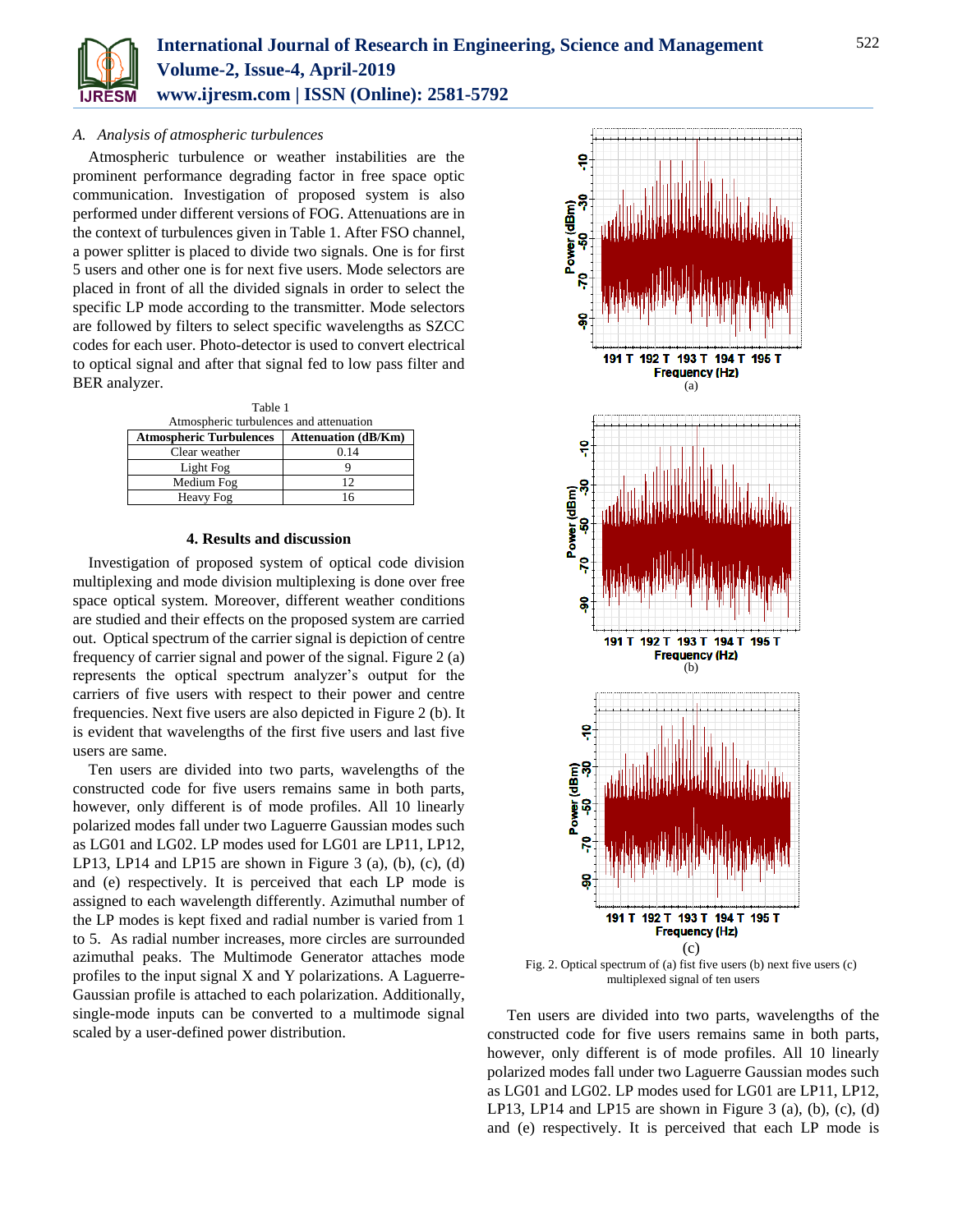### A. *Analysis of atmospheric turbulences*

Atmospheric turbulence or weather instabilities are the prominent performance degrading factor in free space optic communication. Investigation of proposed system is also performed under different versions of FOG. Attenuations are in the context of turbulences given in Table 1. After FSO channel, a power splitter is placed to divide two signals. One is for first 5 users and other one is for next five users. Mode selectors are placed in front of all the divided signals in order to select the specific LP mode according to the transmitter. Mode selectors are followed by filters to select specific wavelengths as SZCC codes for each user. Photo-detector is used to convert electrical to optical signal and after that signal fed to low pass filter and BER analyzer.

Table 1
Atmospheric turbulences and attenuation

| Atmospheric Turbulences | Attenuation (dB/Km) |
|---|---|
| Clear weather | 0.14 |
| Light Fog | 9 |
| Medium Fog | 12 |
| Heavy Fog | 16 |

## 4. Results and discussion

Investigation of proposed system of optical code division multiplexing and mode division multiplexing is done over free space optical system. Moreover, different weather conditions are studied and their effects on the proposed system are carried out. Optical spectrum of the carrier signal is depiction of centre frequency of carrier signal and power of the signal. Figure 2 (a) represents the optical spectrum analyzer's output for the carriers of five users with respect to their power and centre frequencies. Next five users are also depicted in Figure 2 (b). It is evident that wavelengths of the first five users and last five users are same.

Ten users are divided into two parts, wavelengths of the constructed code for five users remains same in both parts, however, only different is of mode profiles. All 10 linearly polarized modes fall under two Laguerre Gaussian modes such as LG01 and LG02. LP modes used for LG01 are LP11, LP12, LP13, LP14 and LP15 are shown in Figure 3 (a), (b), (c), (d) and (e) respectively. It is perceived that each LP mode is assigned to each wavelength differently. Azimuthal number of the LP modes is kept fixed and radial number is varied from 1 to 5. As radial number increases, more circles are surrounded azimuthal peaks. The Multimode Generator attaches mode profiles to the input signal X and Y polarizations. A Laguerre-Gaussian profile is attached to each polarization. Additionally, single-mode inputs can be converted to a multimode signal scaled by a user-defined power distribution.

Fig. 2. Optical spectrum of (a) fist five users (b) next five users (c) multiplexed signal of ten users

Ten users are divided into two parts, wavelengths of the constructed code for five users remains same in both parts, however, only different is of mode profiles. All 10 linearly polarized modes fall under two Laguerre Gaussian modes such as LG01 and LG02. LP modes used for LG01 are LP11, LP12, LP13, LP14 and LP15 are shown in Figure 3 (a), (b), (c), (d) and (e) respectively. It is perceived that each LP mode is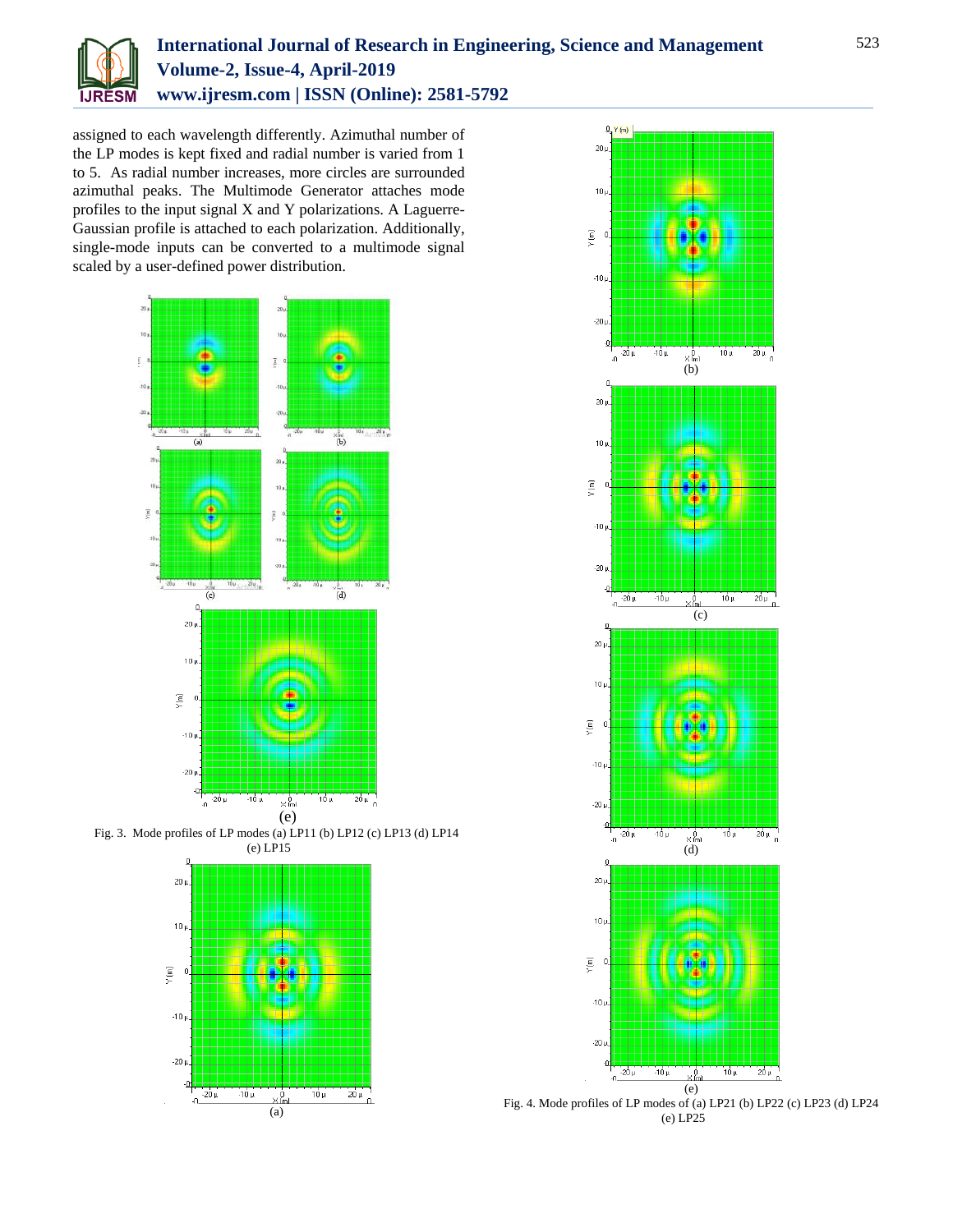assigned to each wavelength differently. Azimuthal number of the LP modes is kept fixed and radial number is varied from 1 to 5. As radial number increases, more circles are surrounded azimuthal peaks. The Multimode Generator attaches mode profiles to the input signal X and Y polarizations. A Laguerre-Gaussian profile is attached to each polarization. Additionally, single-mode inputs can be converted to a multimode signal scaled by a user-defined power distribution.

Fig. 3. Mode profiles of LP modes (a) LP11 (b) LP12 (c) LP13 (d) LP14 (e) LP15

Fig. 4. Mode profiles of LP modes of (a) LP21 (b) LP22 (c) LP23 (d) LP24 (e) LP25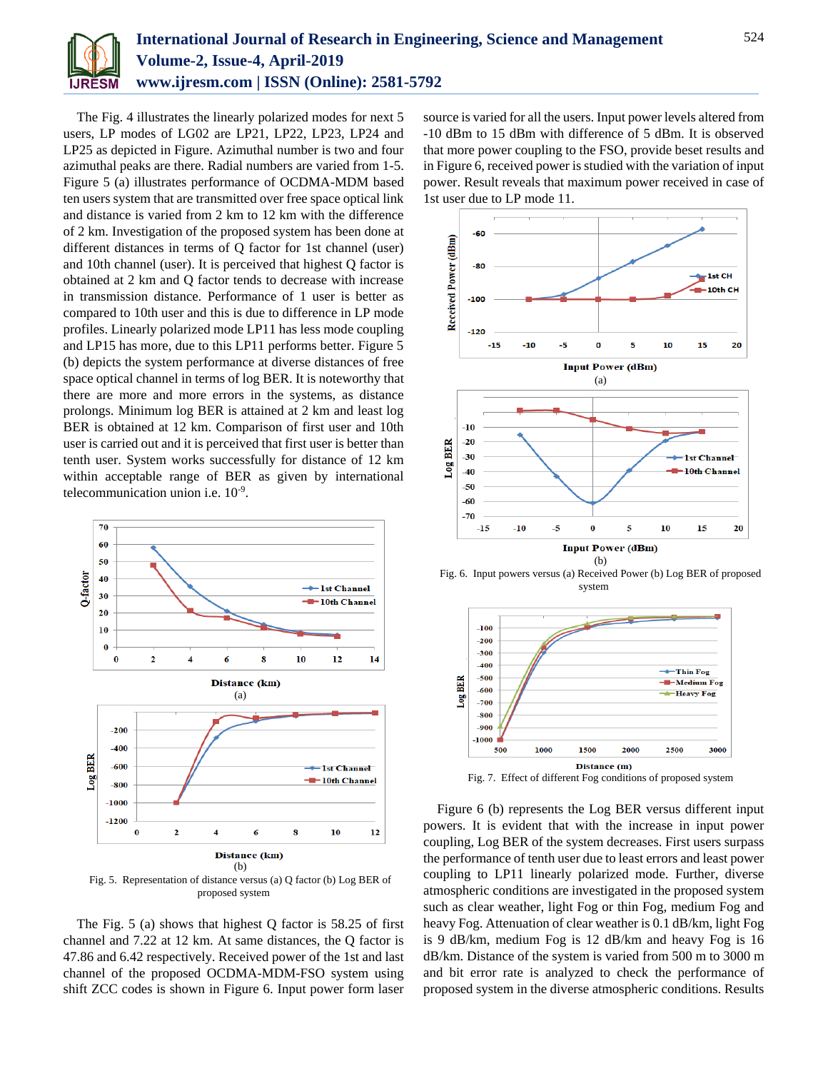The Fig. 4 illustrates the linearly polarized modes for next 5 users, LP modes of LG02 are LP21, LP22, LP23, LP24 and LP25 as depicted in Figure. Azimuthal number is two and four azimuthal peaks are there. Radial numbers are varied from 1-5. Figure 5 (a) illustrates performance of OCDMA-MDM based ten users system that are transmitted over free space optical link and distance is varied from 2 km to 12 km with the difference of 2 km. Investigation of the proposed system has been done at different distances in terms of Q factor for 1st channel (user) and 10th channel (user). It is perceived that highest Q factor is obtained at 2 km and Q factor tends to decrease with increase in transmission distance. Performance of 1 user is better as compared to 10th user and this is due to difference in LP mode profiles. Linearly polarized mode LP11 has less mode coupling and LP15 has more, due to this LP11 performs better. Figure 5 (b) depicts the system performance at diverse distances of free space optical channel in terms of log BER. It is noteworthy that there are more and more errors in the systems, as distance prolongs. Minimum log BER is attained at 2 km and least log BER is obtained at 12 km. Comparison of first user and 10th user is carried out and it is perceived that first user is better than tenth user. System works successfully for distance of 12 km within acceptable range of BER as given by international telecommunication union i.e. $10^{-9}$.

Fig. 5. Representation of distance versus (a) Q factor (b) Log BER of proposed system

The Fig. 5 (a) shows that highest Q factor is 58.25 of first channel and 7.22 at 12 km. At same distances, the Q factor is 47.86 and 6.42 respectively. Received power of the 1st and last channel of the proposed OCDMA-MDM-FSO system using shift ZCC codes is shown in Figure 6. Input power form laser source is varied for all the users. Input power levels altered from -10 dBm to 15 dBm with difference of 5 dBm. It is observed that more power coupling to the FSO, provide beset results and in Figure 6, received power is studied with the variation of input power. Result reveals that maximum power received in case of 1st user due to LP mode 11.

Fig. 6. Input powers versus (a) Received Power (b) Log BER of proposed system

Fig. 7. Effect of different Fog conditions of proposed system

Figure 6 (b) represents the Log BER versus different input powers. It is evident that with the increase in input power coupling, Log BER of the system decreases. First users surpass the performance of tenth user due to least errors and least power coupling to LP11 linearly polarized mode. Further, diverse atmospheric conditions are investigated in the proposed system such as clear weather, light Fog or thin Fog, medium Fog and heavy Fog. Attenuation of clear weather is 0.1 dB/km, light Fog is 9 dB/km, medium Fog is 12 dB/km and heavy Fog is 16 dB/km. Distance of the system is varied from 500 m to 3000 m and bit error rate is analyzed to check the performance of proposed system in the diverse atmospheric conditions. Results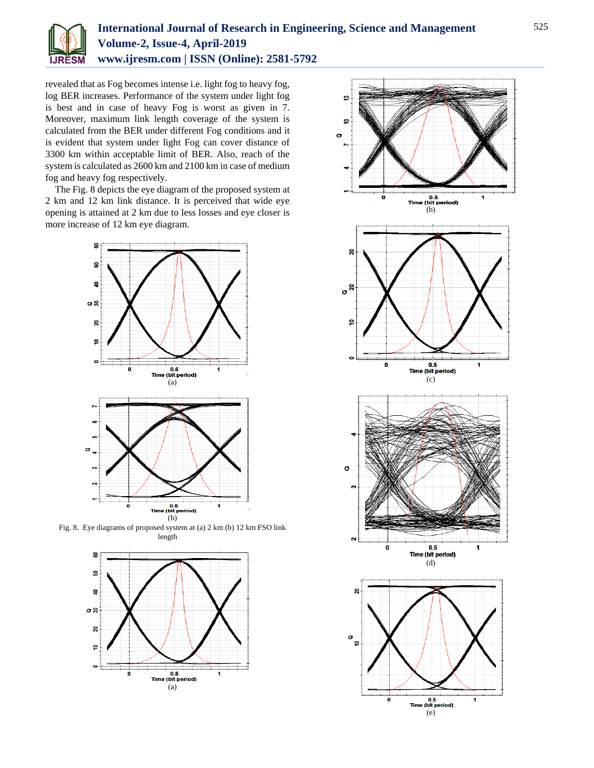revealed that as Fog becomes intense i.e. light fog to heavy fog, log BER increases. Performance of the system under light fog is best and in case of heavy Fog is worst as given in 7. Moreover, maximum link length coverage of the system is calculated from the BER under different Fog conditions and it is evident that system under light Fog can cover distance of 3300 km within acceptable limit of BER. Also, reach of the system is calculated as 2600 km and 2100 km in case of medium fog and heavy fog respectively.

The Fig. 8 depicts the eye diagram of the proposed system at 2 km and 12 km link distance. It is perceived that wide eye opening is attained at 2 km due to less losses and eye closer is more increase of 12 km eye diagram.

(a)

(b)

Fig. 8. Eye diagrams of proposed system at (a) 2 km (b) 12 km FSO link length

(a)

(b)

(c)

(d)

(e)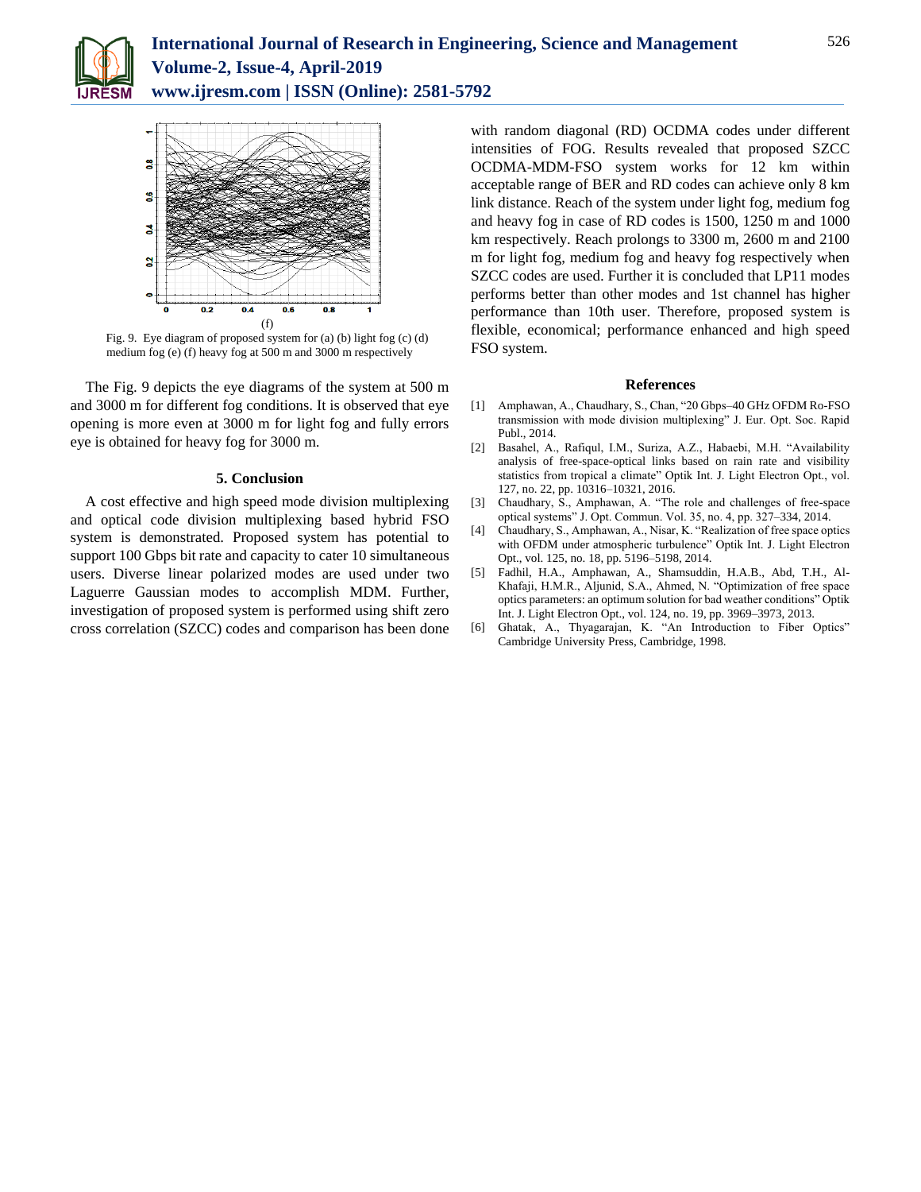1

0.8

0.6

0.4

0.2

0

0    0.2    0.4    0.6    0.8    1

(f)

Fig. 9. Eye diagram of proposed system for (a) (b) light fog (c) (d) medium fog (e) (f) heavy fog at 500 m and 3000 m respectively

The Fig. 9 depicts the eye diagrams of the system at 500 m and 3000 m for different fog conditions. It is observed that eye opening is more even at 3000 m for light fog and fully errors eye is obtained for heavy fog for 3000 m.

## 5. Conclusion

A cost effective and high speed mode division multiplexing and optical code division multiplexing based hybrid FSO system is demonstrated. Proposed system has potential to support 100 Gbps bit rate and capacity to cater 10 simultaneous users. Diverse linear polarized modes are used under two Laguerre Gaussian modes to accomplish MDM. Further, investigation of proposed system is performed using shift zero cross correlation (SZCC) codes and comparison has been done with random diagonal (RD) OCDMA codes under different intensities of FOG. Results revealed that proposed SZCC OCDMA-MDM-FSO system works for 12 km within acceptable range of BER and RD codes can achieve only 8 km link distance. Reach of the system under light fog, medium fog and heavy fog in case of RD codes is 1500, 1250 m and 1000 km respectively. Reach prolongs to 3300 m, 2600 m and 2100 m for light fog, medium fog and heavy fog respectively when SZCC codes are used. Further it is concluded that LP11 modes performs better than other modes and 1st channel has higher performance than 10th user. Therefore, proposed system is flexible, economical; performance enhanced and high speed FSO system.

## References

[1] Amphawan, A., Chaudhary, S., Chan, "20 Gbps–40 GHz OFDM Ro-FSO transmission with mode division multiplexing" J. Eur. Opt. Soc. Rapid Publ., 2014.

[2] Basahel, A., Rafiqul, I.M., Suriza, A.Z., Habaebi, M.H. "Availability analysis of free-space-optical links based on rain rate and visibility statistics from tropical a climate" Optik Int. J. Light Electron Opt., vol. 127, no. 22, pp. 10316–10321, 2016.

[3] Chaudhary, S., Amphawan, A. "The role and challenges of free-space optical systems" J. Opt. Commun. Vol. 35, no. 4, pp. 327–334, 2014.

[4] Chaudhary, S., Amphawan, A., Nisar, K. "Realization of free space optics with OFDM under atmospheric turbulence" Optik Int. J. Light Electron Opt., vol. 125, no. 18, pp. 5196–5198, 2014.

[5] Fadhil, H.A., Amphawan, A., Shamsuddin, H.A.B., Abd, T.H., Al-Khafaji, H.M.R., Aljunid, S.A., Ahmed, N. "Optimization of free space optics parameters: an optimum solution for bad weather conditions" Optik Int. J. Light Electron Opt., vol. 124, no. 19, pp. 3969–3973, 2013.

[6] Ghatak, A., Thyagarajan, K. "An Introduction to Fiber Optics" Cambridge University Press, Cambridge, 1998.